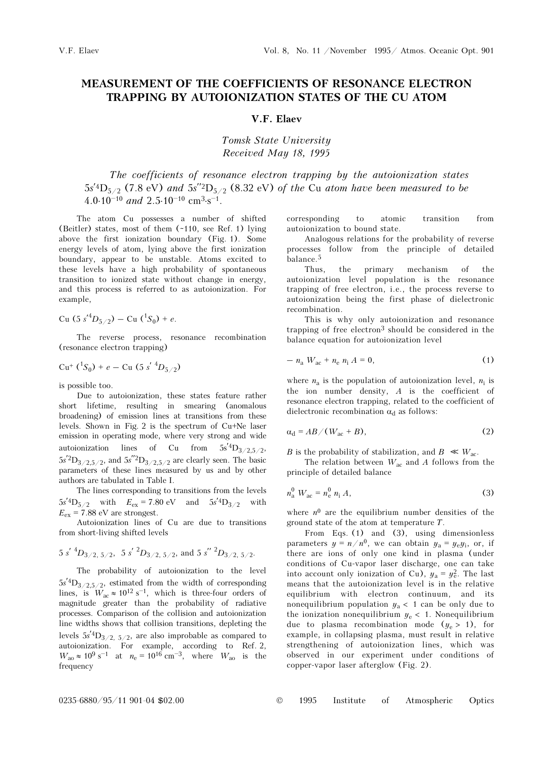# MEASUREMENT OF THE COEFFICIENTS OF RESONANCE ELECTRON TRAPPING BY AUTOIONIZATION STATES OF THE CU ATOM

### V.F. Elaev

*Tomsk State University*
*Received May 18, 1995*

*The coefficients of resonance electron trapping by the autoionization states $5s'^4D_{5/2}$ (7.8 eV) and $5s''^2D_{5/2}$ (8.32 eV) of the Cu atom have been measured to be $4.0\cdot10^{-10}$ and $2.5\cdot10^{-10}$ cm$^3\cdot$s$^{-1}$.*

The atom Cu possesses a number of shifted (Beitler) states, most of them (~110, see Ref. 1) lying above the first ionization boundary (Fig. 1). Some energy levels of atom, lying above the first ionization boundary, appear to be unstable. Atoms excited to these levels have a high probability of spontaneous transition to ionized state without change in energy, and this process is referred to as autoionization. For example,

$$\text{Cu}\ (5\ s'^4D_{5/2}) - \text{Cu}\ (^1S_0) + e.$$

The reverse process, resonance recombination (resonance electron trapping)

$$\text{Cu}^+\ (^1S_0) + e - \text{Cu}\ (5\ s'\ ^4D_{5/2})$$

is possible too.

Due to autoionization, these states feature rather short lifetime, resulting in smearing (anomalous broadening) of emission lines at transitions from these levels. Shown in Fig. 2 is the spectrum of Cu+Ne laser emission in operating mode, where very strong and wide autoionization lines of Cu from $5s'^4D_{3/2,5/2}$, $5s'^2D_{3/2,5/2}$, and $5s''^2D_{3/2,5/2}$ are clearly seen. The basic parameters of these lines measured by us and by other authors are tabulated in Table I.

The lines corresponding to transitions from the levels $5s'^4D_{5/2}$ with $E_{ex} = 7.80$ eV and $5s'^4D_{3/2}$ with $E_{ex} = 7.88$ eV are strongest.

Autoionization lines of Cu are due to transitions from short-living shifted levels

$$5\ s'\ ^4D_{3/2,\ 5/2},\ \ 5\ s'\ ^2D_{3/2,\ 5/2},\ \text{and}\ 5\ s''\ ^2D_{3/2,\ 5/2}.$$

The probability of autoionization to the level $5s'^4D_{3/2,5/2}$, estimated from the width of corresponding lines, is $W_{ac} \approx 10^{12}$ s$^{-1}$, which is three-four orders of magnitude greater than the probability of radiative processes. Comparison of the collision and autoionization line widths shows that collision transitions, depleting the levels $5s'^4D_{3/2,\ 5/2}$, are also improbable as compared to autoionization. For example, according to Ref. 2, $W_{ao} \approx 10^9$ s$^{-1}$ at $n_e = 10^{16}$ cm$^{-3}$, where $W_{ao}$ is the frequency corresponding to atomic transition from autoionization to bound state.

Analogous relations for the probability of reverse processes follow from the principle of detailed balance.[5]

Thus, the primary mechanism of the autoionization level population is the resonance trapping of free electron, i.e., the process reverse to autoionization being the first phase of dielectronic recombination.

This is why only autoionization and resonance trapping of free electron[3] should be considered in the balance equation for autoionization level

$$-\ n_a\ W_{ac} + n_e\ n_i\ A = 0, \tag{1}$$

where $n_a$ is the population of autoionization level, $n_i$ is the ion number density, $A$ is the coefficient of resonance electron trapping, related to the coefficient of dielectronic recombination $\alpha_d$ as follows:

$$\alpha_d = AB/(W_{ac} + B), \tag{2}$$

$B$ is the probability of stabilization, and $B \ll W_{ac}$.

The relation between $W_{ac}$ and $A$ follows from the principle of detailed balance

$$n_a^0\ W_{ac} = n_e^0\ n_i\ A, \tag{3}$$

where $n^0$ are the equilibrium number densities of the ground state of the atom at temperature $T$.

From Eqs. (1) and (3), using dimensionless parameters $y = n/n^0$, we can obtain $y_a = y_e y_i$, or, if there are ions of only one kind in plasma (under conditions of Cu-vapor laser discharge, one can take into account only ionization of Cu), $y_a = y_e^2$. The last means that the autoionization level is in the relative equilibrium with electron continuum, and its nonequilibrium population $y_a < 1$ can be only due to the ionization nonequilibrium $y_e < 1$. Nonequilibrium due to plasma recombination mode ($y_e > 1$), for example, in collapsing plasma, must result in relative strengthening of autoionization lines, which was observed in our experiment under conditions of copper-vapor laser afterglow (Fig. 2).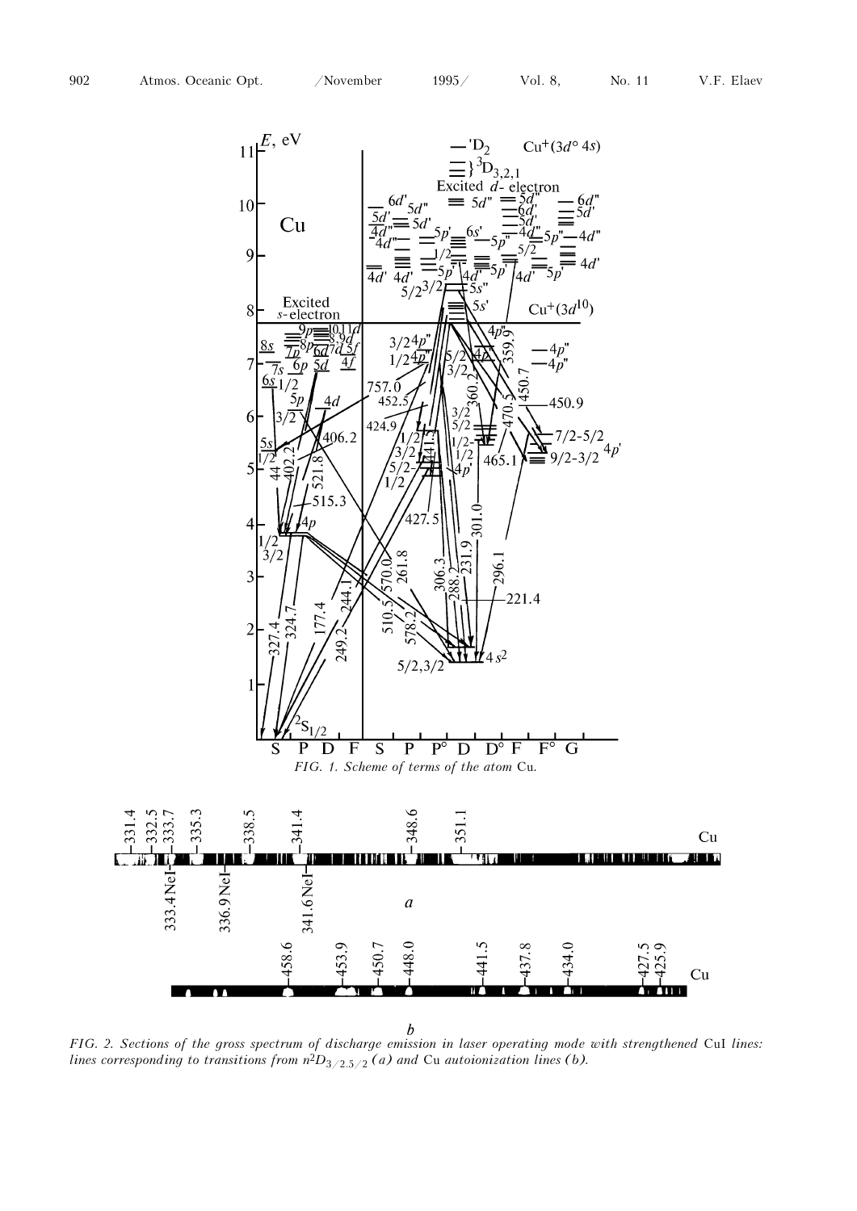FIG. 1. Scheme of terms of the atom Cu.

FIG. 2. Sections of the gross spectrum of discharge emission in laser operating mode with strengthened CuI lines: lines corresponding to transitions from $n^2D_{3/2,5/2}$ (*a*) and Cu autoionization lines (*b*).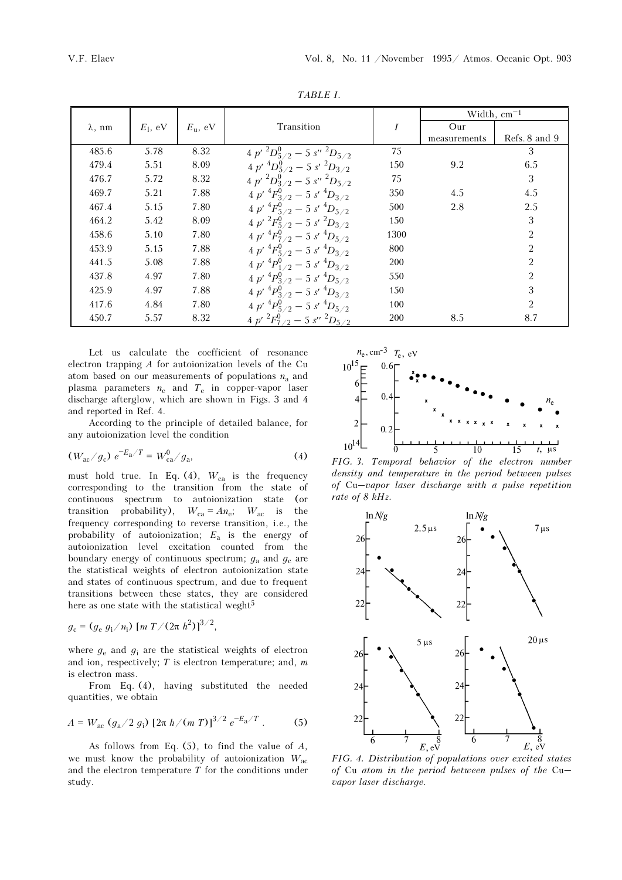TABLE I.

| λ, nm | $E_l$, eV | $E_u$, eV | Transition | $I$ | Width, cm$^{-1}$ | |
|---|---|---|---|---|---|---|
| | | | | | Our measurements | Refs. 8 and 9 |
| 485.6 | 5.78 | 8.32 | $4\,p'\ ^2D^0_{5/2} - 5\,s''\ ^2D_{5/2}$ | 75 | | 3 |
| 479.4 | 5.51 | 8.09 | $4\,p'\ ^4D^0_{5/2} - 5\,s'\ ^2D_{3/2}$ | 150 | 9.2 | 6.5 |
| 476.7 | 5.72 | 8.32 | $4\,p'\ ^2D^0_{3/2} - 5\,s''\ ^2D_{5/2}$ | 75 | | 3 |
| 469.7 | 5.21 | 7.88 | $4\,p'\ ^4F^0_{3/2} - 5\,s'\ ^4D_{3/2}$ | 350 | 4.5 | 4.5 |
| 467.4 | 5.15 | 7.80 | $4\,p'\ ^4F^0_{5/2} - 5\,s'\ ^4D_{5/2}$ | 500 | 2.8 | 2.5 |
| 464.2 | 5.42 | 8.09 | $4\,p'\ ^2F^0_{5/2} - 5\,s'\ ^2D_{3/2}$ | 150 | | 3 |
| 458.6 | 5.10 | 7.80 | $4\,p'\ ^4F^0_{7/2} - 5\,s'\ ^4D_{5/2}$ | 1300 | | 2 |
| 453.9 | 5.15 | 7.88 | $4\,p'\ ^4F^0_{5/2} - 5\,s'\ ^4D_{3/2}$ | 800 | | 2 |
| 441.5 | 5.08 | 7.88 | $4\,p'\ ^4P^0_{1/2} - 5\,s'\ ^4D_{3/2}$ | 200 | | 2 |
| 437.8 | 4.97 | 7.80 | $4\,p'\ ^4P^0_{3/2} - 5\,s'\ ^4D_{5/2}$ | 550 | | 2 |
| 425.9 | 4.97 | 7.88 | $4\,p'\ ^4P^0_{3/2} - 5\,s'\ ^4D_{3/2}$ | 150 | | 3 |
| 417.6 | 4.84 | 7.80 | $4\,p'\ ^4P^0_{5/2} - 5\,s'\ ^4D_{5/2}$ | 100 | | 2 |
| 450.7 | 5.57 | 8.32 | $4\,p'\ ^2F^0_{7/2} - 5\,s''\ ^2D_{5/2}$ | 200 | 8.5 | 8.7 |

Let us calculate the coefficient of resonance electron trapping $A$ for autoionization levels of the Cu atom based on our measurements of populations $n_a$ and plasma parameters $n_e$ and $T_e$ in copper-vapor laser discharge afterglow, which are shown in Figs. 3 and 4 and reported in Ref. 4.

According to the principle of detailed balance, for any autoionization level the condition

$$(W_{ac}/g_c)\ e^{-E_a/T} = W^0_{ca}/g_a, \tag{4}$$

must hold true. In Eq. (4), $W_{ca}$ is the frequency corresponding to the transition from the state of continuous spectrum to autoionization state (or transition probability), $W_{ca} = An_e$; $W_{ac}$ is the frequency corresponding to reverse transition, i.e., the probability of autoionization; $E_a$ is the energy of autoionization level excitation counted from the boundary energy of continuous spectrum; $g_a$ and $g_c$ are the statistical weights of electron autoionization state and states of continuous spectrum, and due to frequent transitions between these states, they are considered here as one state with the statistical weght[5]

$$g_c = (g_e\, g_i/n_i)\ [m\, T/(2\pi\, h^2)]^{3/2},$$

where $g_e$ and $g_i$ are the statistical weights of electron and ion, respectively; $T$ is electron temperature; and, $m$ is electron mass.

From Eq. (4), having substituted the needed quantities, we obtain

$$A = W_{ac}\ (g_a/2\, g_i)\ [2\pi\, h/(m\, T)]^{3/2}\ e^{-E_a/T}. \tag{5}$$

As follows from Eq. (5), to find the value of $A$, we must know the probability of autoionization $W_{ac}$ and the electron temperature $T$ for the conditions under study.

*FIG. 3. Temporal behavior of the electron number density and temperature in the period between pulses of Cu–vapor laser discharge with a pulse repetition rate of 8 kHz.*

*FIG. 4. Distribution of populations over excited states of Cu atom in the period between pulses of the Cu–vapor laser discharge.*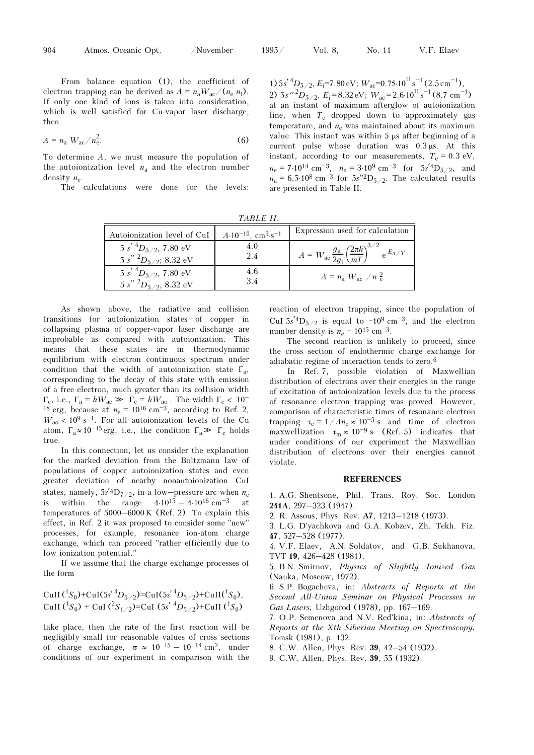From balance equation (1), the coefficient of electron trapping can be derived as $A = n_a W_{ac}/(n_e\, n_i)$. If only one kind of ions is taken into consideration, which is well satisfied for Cu-vapor laser discharge, then

$$A = n_a\, W_{ac}/n_e^2. \qquad (6)$$

To determine $A$, we must measure the population of the autoionization level $n_a$ and the electron number density $n_e$.

The calculations were done for the levels: 1) $5s'\,^4D_{5/2}$, $E_i$=7.80 eV; $W_{ac}$=0.75·10$^{11}$ s$^{-1}$ (2.5 cm$^{-1}$), 2) $5s''\,^2D_{5/2}$, $E_i$=8.32 eV; $W_{ac}$=2.6·10$^{11}$ s$^{-1}$ (8.7 cm$^{-1}$) at an instant of maximum afterglow of autoionization line, when $T_e$ dropped down to approximately gas temperature, and $n_e$ was maintained about its maximum value. This instant was within 5 μs after beginning of a current pulse whose duration was 0.3 μs. At this instant, according to our measurements, $T_e$ = 0.3 eV, $n_e$ = 7·10$^{14}$ cm$^{-3}$, $n_a$ = 3·10$^9$ cm$^{-3}$ for $5s'^4D_{5/2}$, and $n_a$ = 6.5·10$^8$ cm$^{-3}$ for $5s''^2D_{5/2}$. The calculated results are presented in Table II.

*TABLE II.*

| Autoionization level of CuI | $A$·10$^{-10}$, cm$^3$·s$^{-1}$ | Expression used for calculation |
|---|---|---|
| $5s'\,^4D_{5/2}$, 7.80 eV<br>$5s''\,^2D_{5/2}$; 8.32 eV | 4.0<br>2.4 | $A = W_{ac}\dfrac{g_a}{2g_i}\left(\dfrac{2\pi h}{mT}\right)^{3/2} e^{-E_a/T}$ |
| $5s'\,^4D_{5/2}$, 7.80 eV<br>$5s''\,^2D_{5/2}$, 8.32 eV | 4.6<br>3.4 | $A = n_a\, W_{ac}\, /n_e^2$ |

As shown above, the radiative and collision transitions for autoionization states of copper in collapsing plasma of copper-vapor laser discharge are improbable as compared with autoionization. This means that these states are in thermodynamic equilibrium with electron continuous spectrum under condition that the width of autoionization state $\Gamma_a$, corresponding to the decay of this state with emission of a free electron, much greater than its collision width $\Gamma_c$, i.e., $\Gamma_a = hW_{ac} \gg \Gamma_c = hW_{ao}$. The width $\Gamma_c < 10^{-18}$ erg, because at $n_e = 10^{16}$ cm$^{-3}$, according to Ref. 2, $W_{ao} < 10^9$ s$^{-1}$. For all autoionization levels of the Cu atom, $\Gamma_a \approx 10^{-15}$ erg, i.e., the condition $\Gamma_a \gg \Gamma_c$ holds true.

In this connection, let us consider the explanation for the marked deviation from the Boltzmann law of populations of copper autoionization states and even greater deviation of nearby nonautoionization CuI states, namely, $5s'^4D_{7/2}$, in a low–pressure arc when $n_e$ is within the range 4·10$^{15}$ – 4·10$^{16}$ cm$^{-3}$ at temperatures of 5000–6000 K (Ref. 2). To explain this effect, in Ref. 2 it was proposed to consider some "new" processes, for example, resonance ion-atom charge exchange, which can proceed "rather efficiently due to low ionization potential."

If we assume that the charge exchange processes of the form

$$\text{CuII}(^1S_0)+\text{CuI}(5s'\,^4D_{5/2})=\text{CuI}(5s'\,^4D_{5/2})+\text{CuII}(^1S_0),$$
$$\text{CuII}(^1S_0) + \text{CuI}(^2S_{1/2})=\text{CuI}(5s'\,^4D_{5/2})+\text{CuII}(^1S_0)$$

take place, then the rate of the first reaction will be negligibly small for reasonable values of cross sections of charge exchange, $\sigma \approx 10^{-15} - 10^{-14}$ cm$^2$, under conditions of our experiment in comparison with the reaction of electron trapping, since the population of CuI $5s'^4D_{5/2}$ is equal to ~10$^9$ cm$^{-3}$, and the electron number density is $n_e$ ~ 10$^{15}$ cm$^{-3}$.

The second reaction is unlikely to proceed, since the cross section of endothermic charge exchange for adiabatic regime of interaction tends to zero.[6]

In Ref. 7, possible violation of Maxwellian distribution of electrons over their energies in the range of excitation of autoionization levels due to the process of resonance electron trapping was proved. However, comparison of characteristic times of resonance electron trapping $\tau_e = 1/An_e \approx 10^{-5}$ s and time of electron maxwellization $\tau_m \approx 10^{-9}$ s (Ref. 5) indicates that under conditions of our experiment the Maxwellian distribution of electrons over their energies cannot violate.

## REFERENCES

1. A.G. Shentsone, Phil. Trans. Roy. Soc. London **241A**, 297–323 (1947).
2. R. Assous, Phys. Rev. **A7**, 1213–1218 (1973).
3. L.G. D'yachkova and G.A. Kobzev, Zh. Tekh. Fiz. **47**, 527–528 (1977).
4. V.F. Elaev, A.N. Soldatov, and G.B. Sukhanova, TVT **19**, 426–428 (1981).
5. B.N. Smirnov, *Physics of Slightly Ionized Gas* (Nauka, Moscow, 1972).
6. S.P. Bogacheva, in: *Abstracts of Reports at the Second All-Union Seminar on Physical Processes in Gas Lasers,* Uzhgorod (1978), pp. 167–169.
7. O.P. Semenova and N.V. Red'kina, in: *Abstracts of Reports at the Xth Siberian Meeting on Spectroscopy,* Tomsk (1981), p. 132.
8. C.W. Allen, Phys. Rev. **39**, 42–54 (1932).
9. C.W. Allen, Phys. Rev. **39**, 55 (1932).